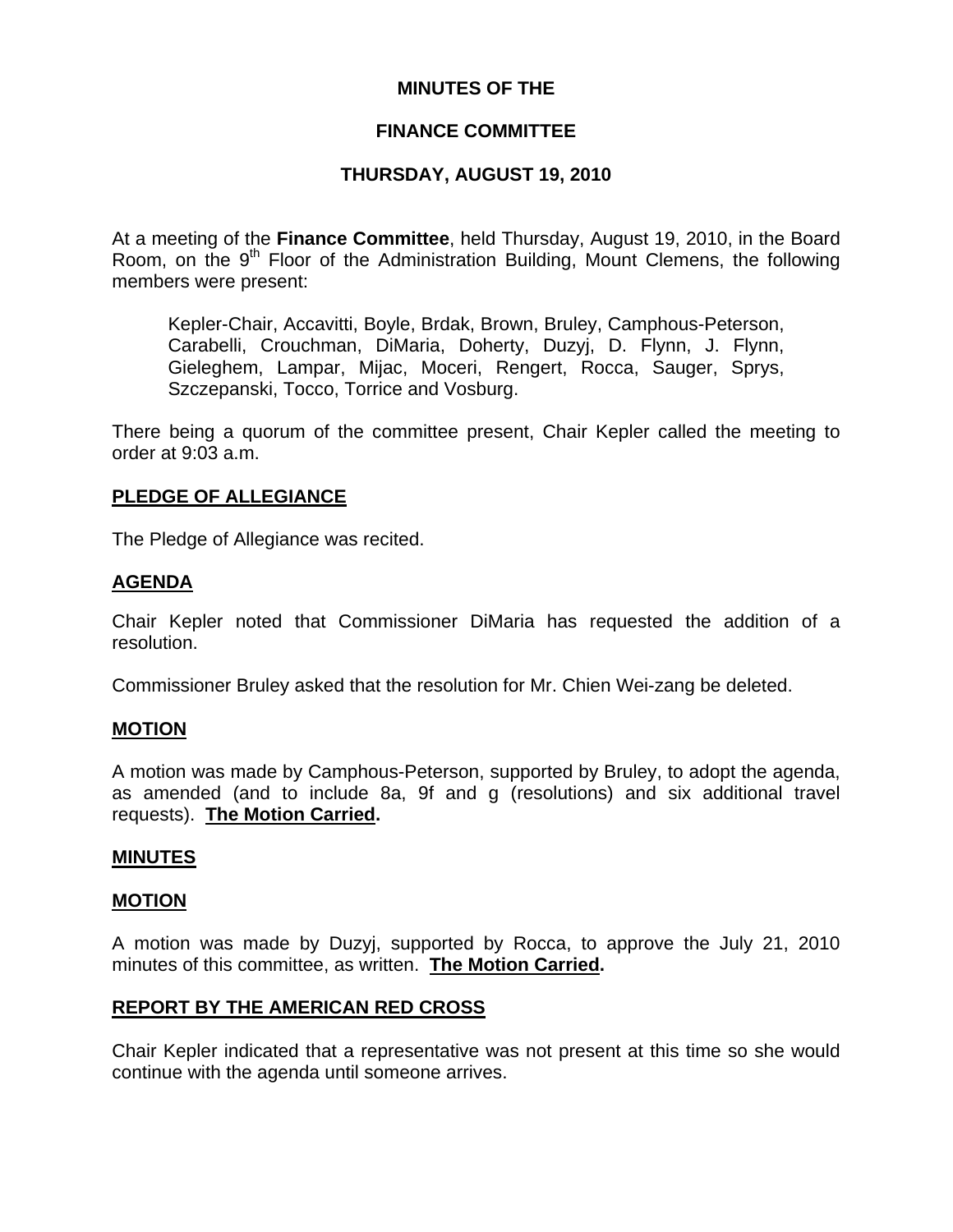# MINUTES OF THE

# FINANCE COMMITTEE

# THURSDAY, AUGUST 19, 2010

At a meeting of the **Finance Committee**, held Thursday, August 19, 2010, in the Board Room, on the 9th Floor of the Administration Building, Mount Clemens, the following members were present:

> Kepler-Chair, Accavitti, Boyle, Brdak, Brown, Bruley, Camphous-Peterson, Carabelli, Crouchman, DiMaria, Doherty, Duzyj, D. Flynn, J. Flynn, Gieleghem, Lampar, Mijac, Moceri, Rengert, Rocca, Sauger, Sprys, Szczepanski, Tocco, Torrice and Vosburg.

There being a quorum of the committee present, Chair Kepler called the meeting to order at 9:03 a.m.

## PLEDGE OF ALLEGIANCE

The Pledge of Allegiance was recited.

## AGENDA

Chair Kepler noted that Commissioner DiMaria has requested the addition of a resolution.

Commissioner Bruley asked that the resolution for Mr. Chien Wei-zang be deleted.

## MOTION

A motion was made by Camphous-Peterson, supported by Bruley, to adopt the agenda, as amended (and to include 8a, 9f and g (resolutions) and six additional travel requests). **The Motion Carried.**

## MINUTES

## MOTION

A motion was made by Duzyj, supported by Rocca, to approve the July 21, 2010 minutes of this committee, as written. **The Motion Carried.**

## REPORT BY THE AMERICAN RED CROSS

Chair Kepler indicated that a representative was not present at this time so she would continue with the agenda until someone arrives.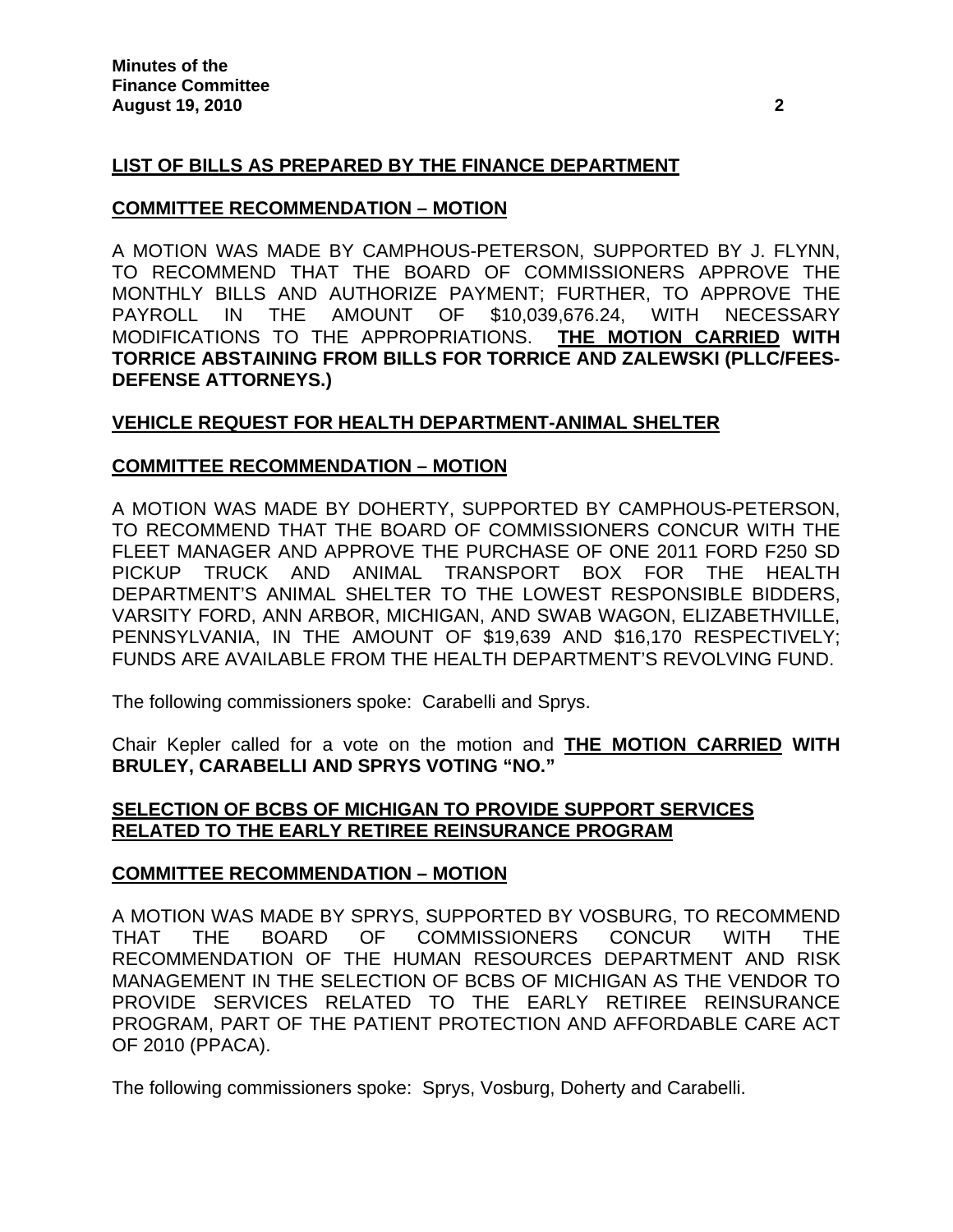**LIST OF BILLS AS PREPARED BY THE FINANCE DEPARTMENT**

**COMMITTEE RECOMMENDATION – MOTION**

A MOTION WAS MADE BY CAMPHOUS-PETERSON, SUPPORTED BY J. FLYNN, TO RECOMMEND THAT THE BOARD OF COMMISSIONERS APPROVE THE MONTHLY BILLS AND AUTHORIZE PAYMENT; FURTHER, TO APPROVE THE PAYROLL IN THE AMOUNT OF $10,039,676.24, WITH NECESSARY MODIFICATIONS TO THE APPROPRIATIONS. **THE MOTION CARRIED WITH TORRICE ABSTAINING FROM BILLS FOR TORRICE AND ZALEWSKI (PLLC/FEES-DEFENSE ATTORNEYS.)**

**VEHICLE REQUEST FOR HEALTH DEPARTMENT-ANIMAL SHELTER**

**COMMITTEE RECOMMENDATION – MOTION**

A MOTION WAS MADE BY DOHERTY, SUPPORTED BY CAMPHOUS-PETERSON, TO RECOMMEND THAT THE BOARD OF COMMISSIONERS CONCUR WITH THE FLEET MANAGER AND APPROVE THE PURCHASE OF ONE 2011 FORD F250 SD PICKUP TRUCK AND ANIMAL TRANSPORT BOX FOR THE HEALTH DEPARTMENT'S ANIMAL SHELTER TO THE LOWEST RESPONSIBLE BIDDERS, VARSITY FORD, ANN ARBOR, MICHIGAN, AND SWAB WAGON, ELIZABETHVILLE, PENNSYLVANIA, IN THE AMOUNT OF $19,639 AND $16,170 RESPECTIVELY; FUNDS ARE AVAILABLE FROM THE HEALTH DEPARTMENT'S REVOLVING FUND.

The following commissioners spoke: Carabelli and Sprys.

Chair Kepler called for a vote on the motion and **THE MOTION CARRIED WITH BRULEY, CARABELLI AND SPRYS VOTING "NO."**

**SELECTION OF BCBS OF MICHIGAN TO PROVIDE SUPPORT SERVICES RELATED TO THE EARLY RETIREE REINSURANCE PROGRAM**

**COMMITTEE RECOMMENDATION – MOTION**

A MOTION WAS MADE BY SPRYS, SUPPORTED BY VOSBURG, TO RECOMMEND THAT THE BOARD OF COMMISSIONERS CONCUR WITH THE RECOMMENDATION OF THE HUMAN RESOURCES DEPARTMENT AND RISK MANAGEMENT IN THE SELECTION OF BCBS OF MICHIGAN AS THE VENDOR TO PROVIDE SERVICES RELATED TO THE EARLY RETIREE REINSURANCE PROGRAM, PART OF THE PATIENT PROTECTION AND AFFORDABLE CARE ACT OF 2010 (PPACA).

The following commissioners spoke: Sprys, Vosburg, Doherty and Carabelli.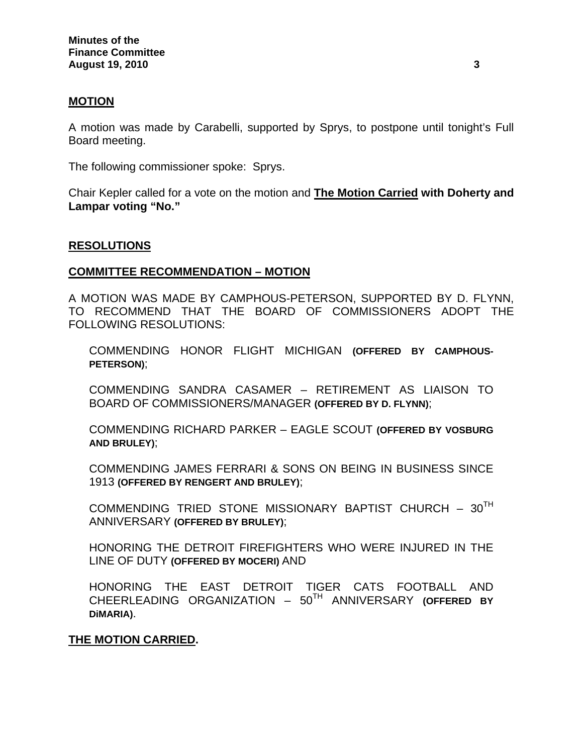**MOTION**

A motion was made by Carabelli, supported by Sprys, to postpone until tonight's Full Board meeting.

The following commissioner spoke: Sprys.

Chair Kepler called for a vote on the motion and **The Motion Carried with Doherty and Lampar voting "No."**

**RESOLUTIONS**

**COMMITTEE RECOMMENDATION – MOTION**

A MOTION WAS MADE BY CAMPHOUS-PETERSON, SUPPORTED BY D. FLYNN, TO RECOMMEND THAT THE BOARD OF COMMISSIONERS ADOPT THE FOLLOWING RESOLUTIONS:

COMMENDING HONOR FLIGHT MICHIGAN **(OFFERED BY CAMPHOUS-PETERSON)**;

COMMENDING SANDRA CASAMER – RETIREMENT AS LIAISON TO BOARD OF COMMISSIONERS/MANAGER **(OFFERED BY D. FLYNN)**;

COMMENDING RICHARD PARKER – EAGLE SCOUT **(OFFERED BY VOSBURG AND BRULEY)**;

COMMENDING JAMES FERRARI & SONS ON BEING IN BUSINESS SINCE 1913 **(OFFERED BY RENGERT AND BRULEY)**;

COMMENDING TRIED STONE MISSIONARY BAPTIST CHURCH – 30TH ANNIVERSARY **(OFFERED BY BRULEY)**;

HONORING THE DETROIT FIREFIGHTERS WHO WERE INJURED IN THE LINE OF DUTY **(OFFERED BY MOCERI)** AND

HONORING THE EAST DETROIT TIGER CATS FOOTBALL AND CHEERLEADING ORGANIZATION – 50TH ANNIVERSARY **(OFFERED BY DiMARIA)**.

**THE MOTION CARRIED.**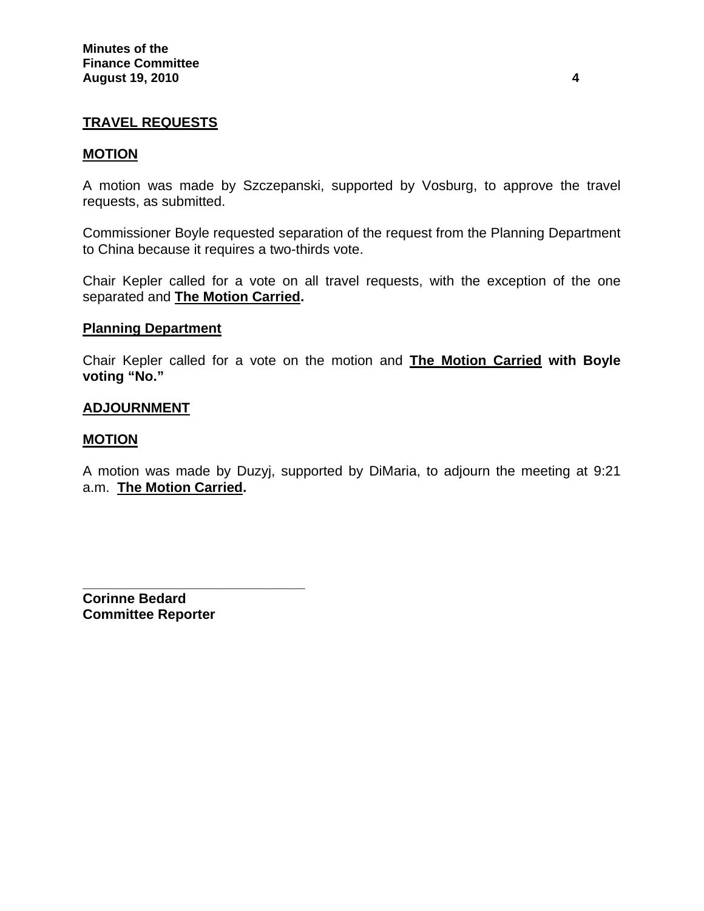## TRAVEL REQUESTS

### MOTION

A motion was made by Szczepanski, supported by Vosburg, to approve the travel requests, as submitted.

Commissioner Boyle requested separation of the request from the Planning Department to China because it requires a two-thirds vote.

Chair Kepler called for a vote on all travel requests, with the exception of the one separated and **The Motion Carried.**

### Planning Department

Chair Kepler called for a vote on the motion and **The Motion Carried with Boyle voting "No."**

## ADJOURNMENT

### MOTION

A motion was made by Duzyj, supported by DiMaria, to adjourn the meeting at 9:21 a.m. **The Motion Carried.**

\_\_\_\_\_\_\_\_\_\_\_\_\_\_\_\_\_\_\_\_\_\_\_\_\_\_\_\_\_\_\_

**Corinne Bedard**
**Committee Reporter**